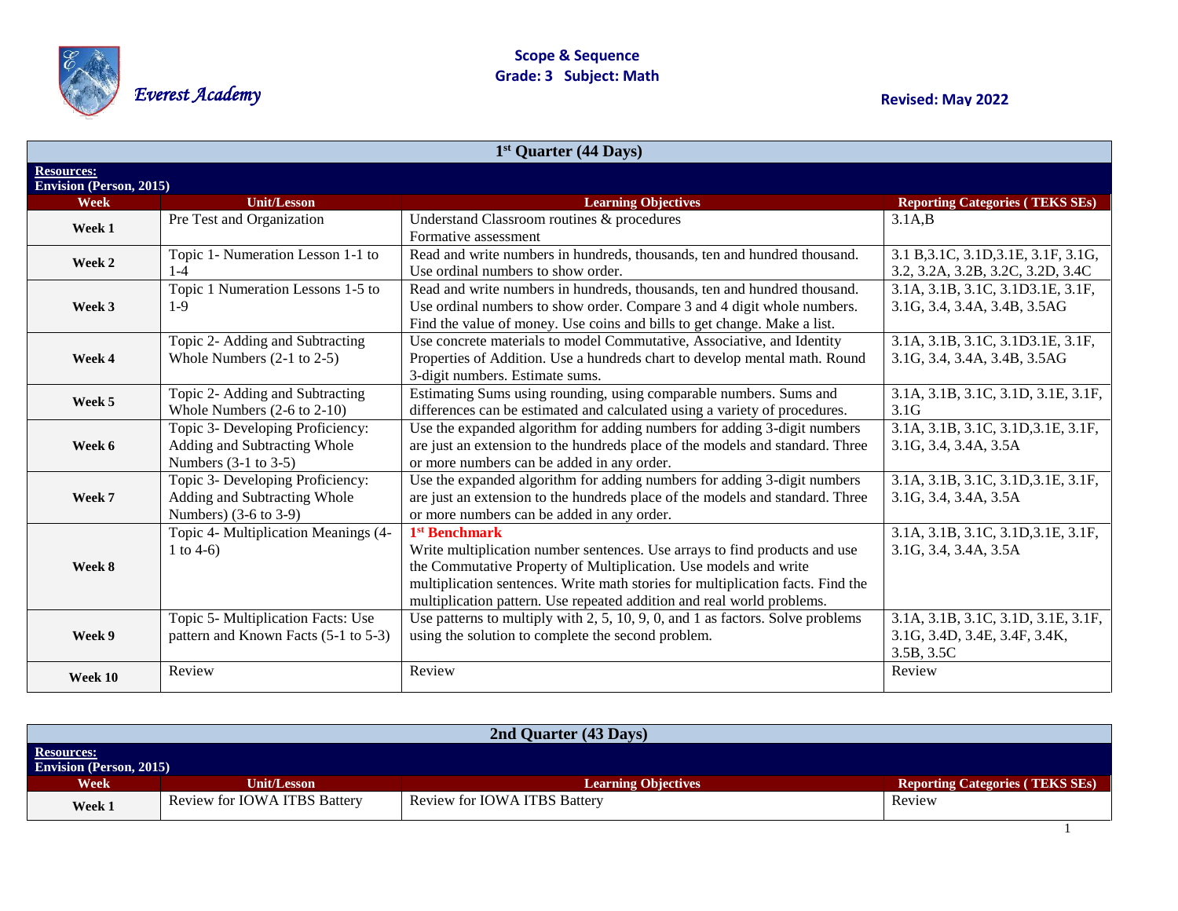Everest Academy

**Scope & Sequence**
**Grade: 3 Subject: Math**

**Revised: May 2022**

| 1st Quarter (44 Days) | | | |
|---|---|---|---|
| **Resources:** Envision (Person, 2015) | | | |
| **Week** | **Unit/Lesson** | **Learning Objectives** | **Reporting Categories ( TEKS SEs)** |
| **Week 1** | Pre Test and Organization | Understand Classroom routines & procedures<br>Formative assessment | 3.1A,B |
| **Week 2** | Topic 1- Numeration Lesson 1-1 to 1-4 | Read and write numbers in hundreds, thousands, ten and hundred thousand. Use ordinal numbers to show order. | 3.1 B,3.1C, 3.1D,3.1E, 3.1F, 3.1G, 3.2, 3.2A, 3.2B, 3.2C, 3.2D, 3.4C |
| **Week 3** | Topic 1 Numeration Lessons 1-5 to 1-9 | Read and write numbers in hundreds, thousands, ten and hundred thousand. Use ordinal numbers to show order. Compare 3 and 4 digit whole numbers. Find the value of money. Use coins and bills to get change. Make a list. | 3.1A, 3.1B, 3.1C, 3.1D3.1E, 3.1F, 3.1G, 3.4, 3.4A, 3.4B, 3.5AG |
| **Week 4** | Topic 2- Adding and Subtracting Whole Numbers (2-1 to 2-5) | Use concrete materials to model Commutative, Associative, and Identity Properties of Addition. Use a hundreds chart to develop mental math. Round 3-digit numbers. Estimate sums. | 3.1A, 3.1B, 3.1C, 3.1D3.1E, 3.1F, 3.1G, 3.4, 3.4A, 3.4B, 3.5AG |
| **Week 5** | Topic 2- Adding and Subtracting Whole Numbers (2-6 to 2-10) | Estimating Sums using rounding, using comparable numbers. Sums and differences can be estimated and calculated using a variety of procedures. | 3.1A, 3.1B, 3.1C, 3.1D, 3.1E, 3.1F, 3.1G |
| **Week 6** | Topic 3- Developing Proficiency: Adding and Subtracting Whole Numbers (3-1 to 3-5) | Use the expanded algorithm for adding numbers for adding 3-digit numbers are just an extension to the hundreds place of the models and standard. Three or more numbers can be added in any order. | 3.1A, 3.1B, 3.1C, 3.1D,3.1E, 3.1F, 3.1G, 3.4, 3.4A, 3.5A |
| **Week 7** | Topic 3- Developing Proficiency: Adding and Subtracting Whole Numbers) (3-6 to 3-9) | Use the expanded algorithm for adding numbers for adding 3-digit numbers are just an extension to the hundreds place of the models and standard. Three or more numbers can be added in any order. | 3.1A, 3.1B, 3.1C, 3.1D,3.1E, 3.1F, 3.1G, 3.4, 3.4A, 3.5A |
| **Week 8** | Topic 4- Multiplication Meanings (4-1 to 4-6) | **1st Benchmark**<br>Write multiplication number sentences. Use arrays to find products and use the Commutative Property of Multiplication. Use models and write multiplication sentences. Write math stories for multiplication facts. Find the multiplication pattern. Use repeated addition and real world problems. | 3.1A, 3.1B, 3.1C, 3.1D,3.1E, 3.1F, 3.1G, 3.4, 3.4A, 3.5A |
| **Week 9** | Topic 5- Multiplication Facts: Use pattern and Known Facts (5-1 to 5-3) | Use patterns to multiply with 2, 5, 10, 9, 0, and 1 as factors. Solve problems using the solution to complete the second problem. | 3.1A, 3.1B, 3.1C, 3.1D, 3.1E, 3.1F, 3.1G, 3.4D, 3.4E, 3.4F, 3.4K, 3.5B, 3.5C |
| **Week 10** | Review | Review | Review |

| 2nd Quarter (43 Days) | | | |
|---|---|---|---|
| **Resources:** Envision (Person, 2015) | | | |
| **Week** | **Unit/Lesson** | **Learning Objectives** | **Reporting Categories ( TEKS SEs)** |
| **Week 1** | Review for IOWA ITBS Battery | Review for IOWA ITBS Battery | Review |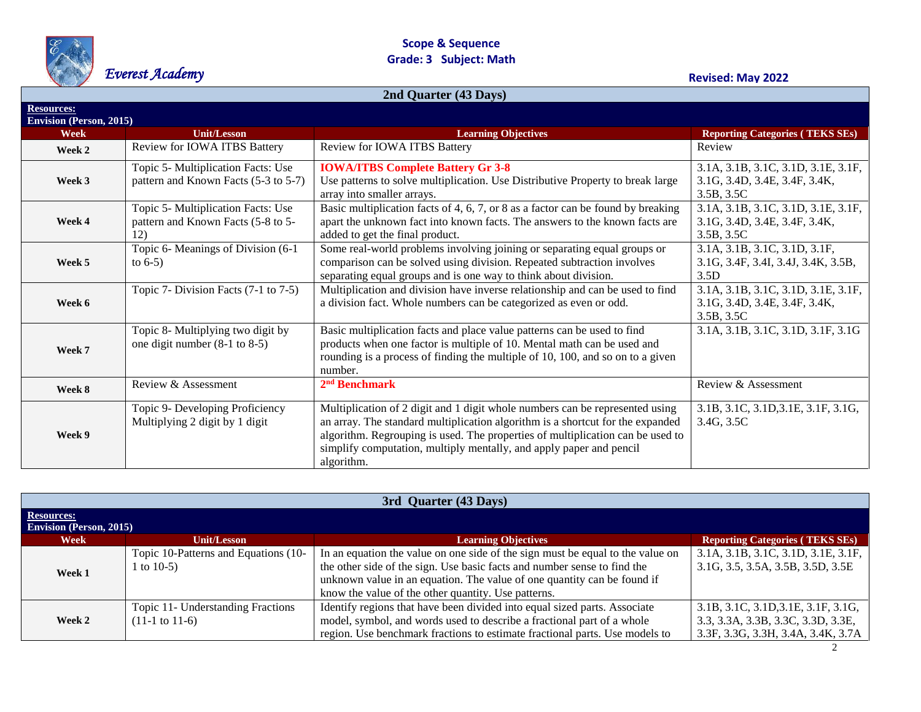**Scope & Sequence**
**Grade: 3 Subject: Math**

*Everest Academy*

**Revised: May 2022**

| **2nd Quarter (43 Days)** | | | |
|---|---|---|---|
| **Resources:** Envision (Person, 2015) | | | |
| **Week** | **Unit/Lesson** | **Learning Objectives** | **Reporting Categories ( TEKS SEs)** |
| **Week 2** | Review for IOWA ITBS Battery | Review for IOWA ITBS Battery | Review |
| **Week 3** | Topic 5- Multiplication Facts: Use pattern and Known Facts (5-3 to 5-7) | **IOWA/ITBS Complete Battery Gr 3-8** Use patterns to solve multiplication. Use Distributive Property to break large array into smaller arrays. | 3.1A, 3.1B, 3.1C, 3.1D, 3.1E, 3.1F, 3.1G, 3.4D, 3.4E, 3.4F, 3.4K, 3.5B, 3.5C |
| **Week 4** | Topic 5- Multiplication Facts: Use pattern and Known Facts (5-8 to 5-12) | Basic multiplication facts of 4, 6, 7, or 8 as a factor can be found by breaking apart the unknown fact into known facts. The answers to the known facts are added to get the final product. | 3.1A, 3.1B, 3.1C, 3.1D, 3.1E, 3.1F, 3.1G, 3.4D, 3.4E, 3.4F, 3.4K, 3.5B, 3.5C |
| **Week 5** | Topic 6- Meanings of Division (6-1 to 6-5) | Some real-world problems involving joining or separating equal groups or comparison can be solved using division. Repeated subtraction involves separating equal groups and is one way to think about division. | 3.1A, 3.1B, 3.1C, 3.1D, 3.1F, 3.1G, 3.4F, 3.4I, 3.4J, 3.4K, 3.5B, 3.5D |
| **Week 6** | Topic 7- Division Facts (7-1 to 7-5) | Multiplication and division have inverse relationship and can be used to find a division fact. Whole numbers can be categorized as even or odd. | 3.1A, 3.1B, 3.1C, 3.1D, 3.1E, 3.1F, 3.1G, 3.4D, 3.4E, 3.4F, 3.4K, 3.5B, 3.5C |
| **Week 7** | Topic 8- Multiplying two digit by one digit number (8-1 to 8-5) | Basic multiplication facts and place value patterns can be used to find products when one factor is multiple of 10. Mental math can be used and rounding is a process of finding the multiple of 10, 100, and so on to a given number. | 3.1A, 3.1B, 3.1C, 3.1D, 3.1F, 3.1G |
| **Week 8** | Review & Assessment | **2nd Benchmark** | Review & Assessment |
| **Week 9** | Topic 9- Developing Proficiency Multiplying 2 digit by 1 digit | Multiplication of 2 digit and 1 digit whole numbers can be represented using an array. The standard multiplication algorithm is a shortcut for the expanded algorithm. Regrouping is used. The properties of multiplication can be used to simplify computation, multiply mentally, and apply paper and pencil algorithm. | 3.1B, 3.1C, 3.1D,3.1E, 3.1F, 3.1G, 3.4G, 3.5C |

| **3rd Quarter (43 Days)** | | | |
|---|---|---|---|
| **Resources:** Envision (Person, 2015) | | | |
| **Week** | **Unit/Lesson** | **Learning Objectives** | **Reporting Categories ( TEKS SEs)** |
| **Week 1** | Topic 10-Patterns and Equations (10-1 to 10-5) | In an equation the value on one side of the sign must be equal to the value on the other side of the sign. Use basic facts and number sense to find the unknown value in an equation. The value of one quantity can be found if know the value of the other quantity. Use patterns. | 3.1A, 3.1B, 3.1C, 3.1D, 3.1E, 3.1F, 3.1G, 3.5, 3.5A, 3.5B, 3.5D, 3.5E |
| **Week 2** | Topic 11- Understanding Fractions (11-1 to 11-6) | Identify regions that have been divided into equal sized parts. Associate model, symbol, and words used to describe a fractional part of a whole region. Use benchmark fractions to estimate fractional parts. Use models to | 3.1B, 3.1C, 3.1D,3.1E, 3.1F, 3.1G, 3.3, 3.3A, 3.3B, 3.3C, 3.3D, 3.3E, 3.3F, 3.3G, 3.3H, 3.4A, 3.4K, 3.7A |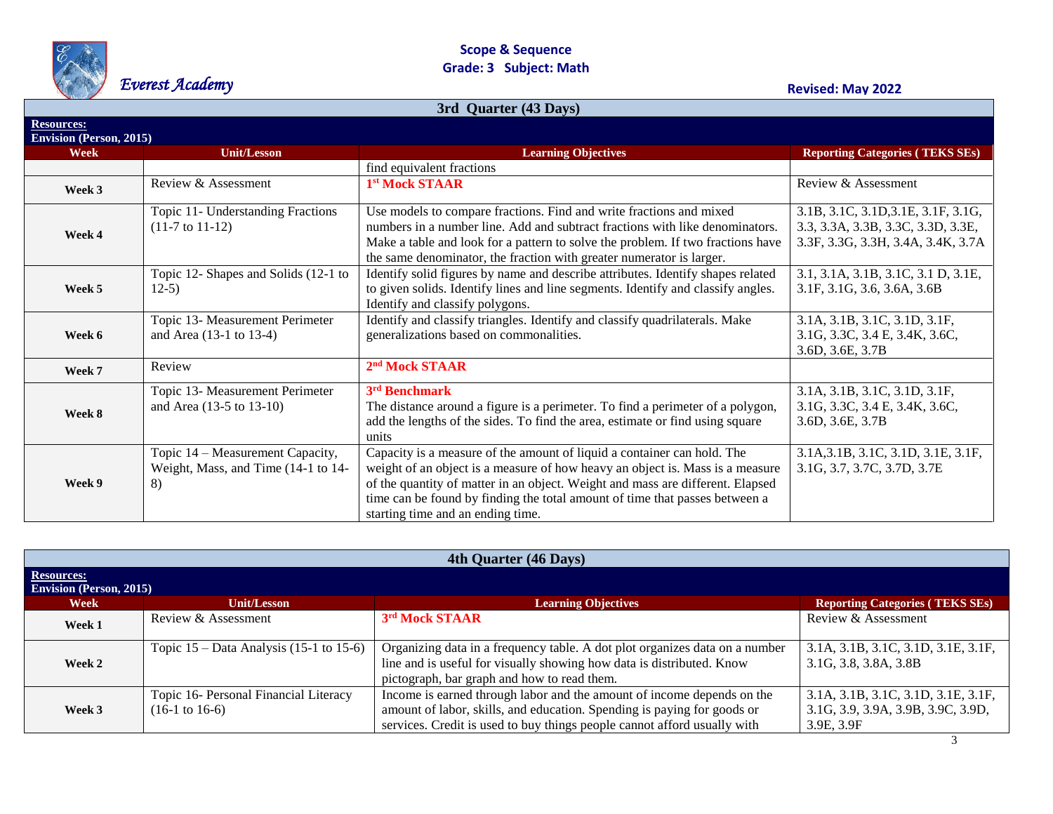**Scope & Sequence**
**Grade: 3 Subject: Math**

*Everest Academy*

**Revised: May 2022**

| 3rd Quarter (43 Days) | | | |
|---|---|---|---|
| **Resources:** Envision (Person, 2015) | | | |
| **Week** | **Unit/Lesson** | **Learning Objectives** | **Reporting Categories ( TEKS SEs)** |
| | | find equivalent fractions | |
| **Week 3** | Review & Assessment | **1st Mock STAAR** | Review & Assessment |
| **Week 4** | Topic 11- Understanding Fractions (11-7 to 11-12) | Use models to compare fractions. Find and write fractions and mixed numbers in a number line. Add and subtract fractions with like denominators. Make a table and look for a pattern to solve the problem. If two fractions have the same denominator, the fraction with greater numerator is larger. | 3.1B, 3.1C, 3.1D,3.1E, 3.1F, 3.1G, 3.3, 3.3A, 3.3B, 3.3C, 3.3D, 3.3E, 3.3F, 3.3G, 3.3H, 3.4A, 3.4K, 3.7A |
| **Week 5** | Topic 12- Shapes and Solids (12-1 to 12-5) | Identify solid figures by name and describe attributes. Identify shapes related to given solids. Identify lines and line segments. Identify and classify angles. Identify and classify polygons. | 3.1, 3.1A, 3.1B, 3.1C, 3.1 D, 3.1E, 3.1F, 3.1G, 3.6, 3.6A, 3.6B |
| **Week 6** | Topic 13- Measurement Perimeter and Area (13-1 to 13-4) | Identify and classify triangles. Identify and classify quadrilaterals. Make generalizations based on commonalities. | 3.1A, 3.1B, 3.1C, 3.1D, 3.1F, 3.1G, 3.3C, 3.4 E, 3.4K, 3.6C, 3.6D, 3.6E, 3.7B |
| **Week 7** | Review | **2nd Mock STAAR** | |
| **Week 8** | Topic 13- Measurement Perimeter and Area (13-5 to 13-10) | **3rd Benchmark** The distance around a figure is a perimeter. To find a perimeter of a polygon, add the lengths of the sides. To find the area, estimate or find using square units | 3.1A, 3.1B, 3.1C, 3.1D, 3.1F, 3.1G, 3.3C, 3.4 E, 3.4K, 3.6C, 3.6D, 3.6E, 3.7B |
| **Week 9** | Topic 14 – Measurement Capacity, Weight, Mass, and Time (14-1 to 14-8) | Capacity is a measure of the amount of liquid a container can hold. The weight of an object is a measure of how heavy an object is. Mass is a measure of the quantity of matter in an object. Weight and mass are different. Elapsed time can be found by finding the total amount of time that passes between a starting time and an ending time. | 3.1A,3.1B, 3.1C, 3.1D, 3.1E, 3.1F, 3.1G, 3.7, 3.7C, 3.7D, 3.7E |

| 4th Quarter (46 Days) | | | |
|---|---|---|---|
| **Resources:** Envision (Person, 2015) | | | |
| **Week** | **Unit/Lesson** | **Learning Objectives** | **Reporting Categories ( TEKS SEs)** |
| **Week 1** | Review & Assessment | **3rd Mock STAAR** | Review & Assessment |
| **Week 2** | Topic 15 – Data Analysis (15-1 to 15-6) | Organizing data in a frequency table. A dot plot organizes data on a number line and is useful for visually showing how data is distributed. Know pictograph, bar graph and how to read them. | 3.1A, 3.1B, 3.1C, 3.1D, 3.1E, 3.1F, 3.1G, 3.8, 3.8A, 3.8B |
| **Week 3** | Topic 16- Personal Financial Literacy (16-1 to 16-6) | Income is earned through labor and the amount of income depends on the amount of labor, skills, and education. Spending is paying for goods or services. Credit is used to buy things people cannot afford usually with | 3.1A, 3.1B, 3.1C, 3.1D, 3.1E, 3.1F, 3.1G, 3.9, 3.9A, 3.9B, 3.9C, 3.9D, 3.9E, 3.9F |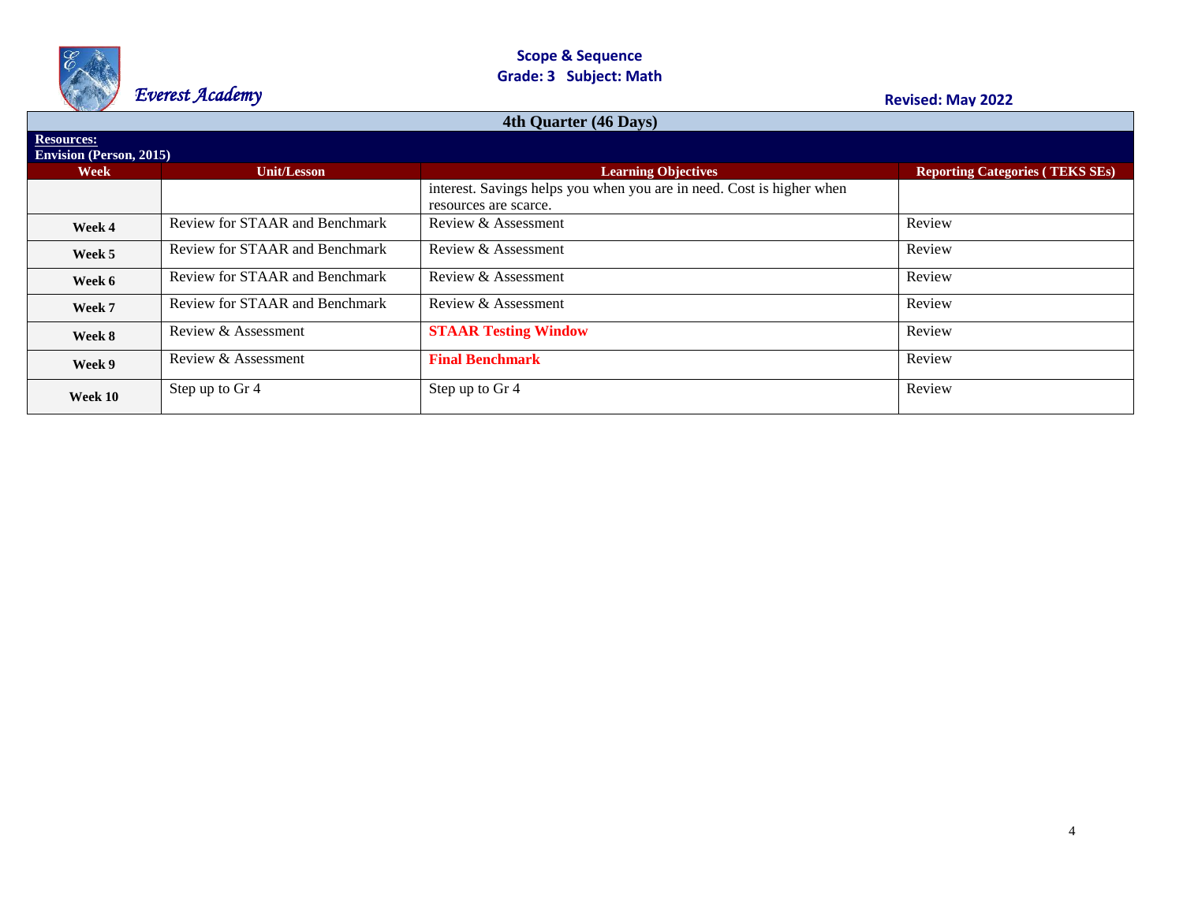Everest Academy

**Scope & Sequence**
**Grade: 3 Subject: Math**

**Revised: May 2022**

| 4th Quarter (46 Days) | | | |
|---|---|---|---|
| **Resources:** **Envision (Person, 2015)** | | | |
| **Week** | **Unit/Lesson** | **Learning Objectives** | **Reporting Categories ( TEKS SEs)** |
| | | interest. Savings helps you when you are in need. Cost is higher when resources are scarce. | |
| **Week 4** | Review for STAAR and Benchmark | Review & Assessment | Review |
| **Week 5** | Review for STAAR and Benchmark | Review & Assessment | Review |
| **Week 6** | Review for STAAR and Benchmark | Review & Assessment | Review |
| **Week 7** | Review for STAAR and Benchmark | Review & Assessment | Review |
| **Week 8** | Review & Assessment | **STAAR Testing Window** | Review |
| **Week 9** | Review & Assessment | **Final Benchmark** | Review |
| **Week 10** | Step up to Gr 4 | Step up to Gr 4 | Review |